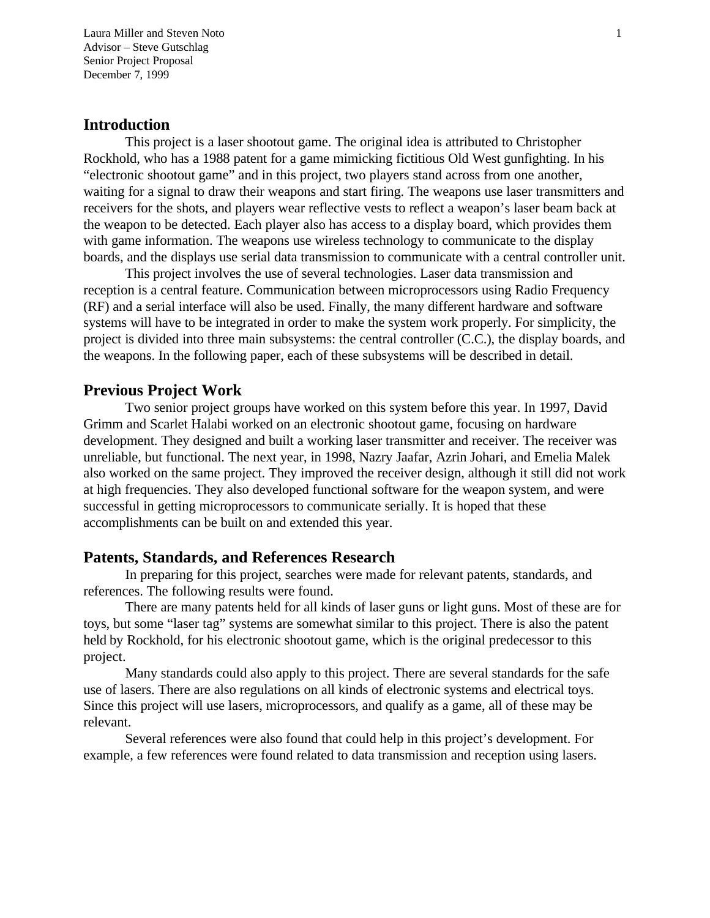Laura Miller and Steven Noto
Advisor – Steve Gutschlag
Senior Project Proposal
December 7, 1999

## Introduction

This project is a laser shootout game. The original idea is attributed to Christopher Rockhold, who has a 1988 patent for a game mimicking fictitious Old West gunfighting. In his "electronic shootout game" and in this project, two players stand across from one another, waiting for a signal to draw their weapons and start firing. The weapons use laser transmitters and receivers for the shots, and players wear reflective vests to reflect a weapon's laser beam back at the weapon to be detected. Each player also has access to a display board, which provides them with game information. The weapons use wireless technology to communicate to the display boards, and the displays use serial data transmission to communicate with a central controller unit.

This project involves the use of several technologies. Laser data transmission and reception is a central feature. Communication between microprocessors using Radio Frequency (RF) and a serial interface will also be used. Finally, the many different hardware and software systems will have to be integrated in order to make the system work properly. For simplicity, the project is divided into three main subsystems: the central controller (C.C.), the display boards, and the weapons. In the following paper, each of these subsystems will be described in detail.

## Previous Project Work

Two senior project groups have worked on this system before this year. In 1997, David Grimm and Scarlet Halabi worked on an electronic shootout game, focusing on hardware development. They designed and built a working laser transmitter and receiver. The receiver was unreliable, but functional. The next year, in 1998, Nazry Jaafar, Azrin Johari, and Emelia Malek also worked on the same project. They improved the receiver design, although it still did not work at high frequencies. They also developed functional software for the weapon system, and were successful in getting microprocessors to communicate serially. It is hoped that these accomplishments can be built on and extended this year.

## Patents, Standards, and References Research

In preparing for this project, searches were made for relevant patents, standards, and references. The following results were found.

There are many patents held for all kinds of laser guns or light guns. Most of these are for toys, but some "laser tag" systems are somewhat similar to this project. There is also the patent held by Rockhold, for his electronic shootout game, which is the original predecessor to this project.

Many standards could also apply to this project. There are several standards for the safe use of lasers. There are also regulations on all kinds of electronic systems and electrical toys. Since this project will use lasers, microprocessors, and qualify as a game, all of these may be relevant.

Several references were also found that could help in this project's development. For example, a few references were found related to data transmission and reception using lasers.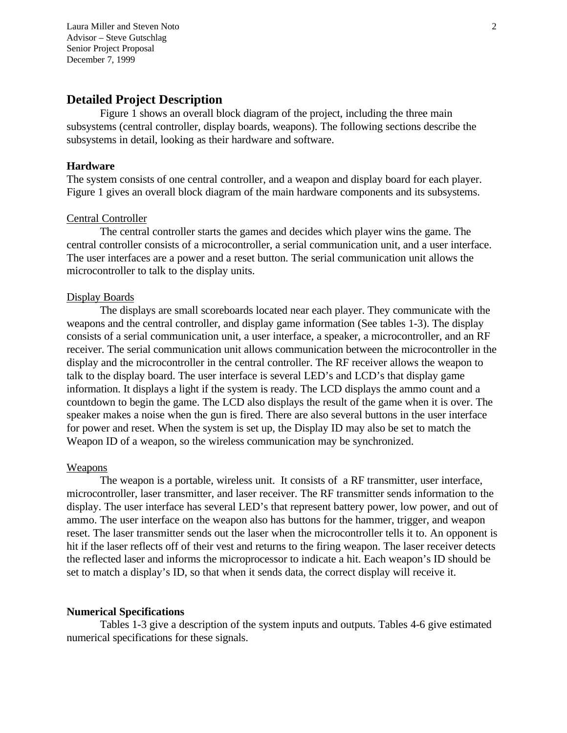## Detailed Project Description

Figure 1 shows an overall block diagram of the project, including the three main subsystems (central controller, display boards, weapons). The following sections describe the subsystems in detail, looking as their hardware and software.

### Hardware

The system consists of one central controller, and a weapon and display board for each player. Figure 1 gives an overall block diagram of the main hardware components and its subsystems.

#### Central Controller

The central controller starts the games and decides which player wins the game. The central controller consists of a microcontroller, a serial communication unit, and a user interface. The user interfaces are a power and a reset button. The serial communication unit allows the microcontroller to talk to the display units.

#### Display Boards

The displays are small scoreboards located near each player. They communicate with the weapons and the central controller, and display game information (See tables 1-3). The display consists of a serial communication unit, a user interface, a speaker, a microcontroller, and an RF receiver. The serial communication unit allows communication between the microcontroller in the display and the microcontroller in the central controller. The RF receiver allows the weapon to talk to the display board. The user interface is several LED's and LCD's that display game information. It displays a light if the system is ready. The LCD displays the ammo count and a countdown to begin the game. The LCD also displays the result of the game when it is over. The speaker makes a noise when the gun is fired. There are also several buttons in the user interface for power and reset. When the system is set up, the Display ID may also be set to match the Weapon ID of a weapon, so the wireless communication may be synchronized.

#### Weapons

The weapon is a portable, wireless unit. It consists of a RF transmitter, user interface, microcontroller, laser transmitter, and laser receiver. The RF transmitter sends information to the display. The user interface has several LED's that represent battery power, low power, and out of ammo. The user interface on the weapon also has buttons for the hammer, trigger, and weapon reset. The laser transmitter sends out the laser when the microcontroller tells it to. An opponent is hit if the laser reflects off of their vest and returns to the firing weapon. The laser receiver detects the reflected laser and informs the microprocessor to indicate a hit. Each weapon's ID should be set to match a display's ID, so that when it sends data, the correct display will receive it.

### Numerical Specifications

Tables 1-3 give a description of the system inputs and outputs. Tables 4-6 give estimated numerical specifications for these signals.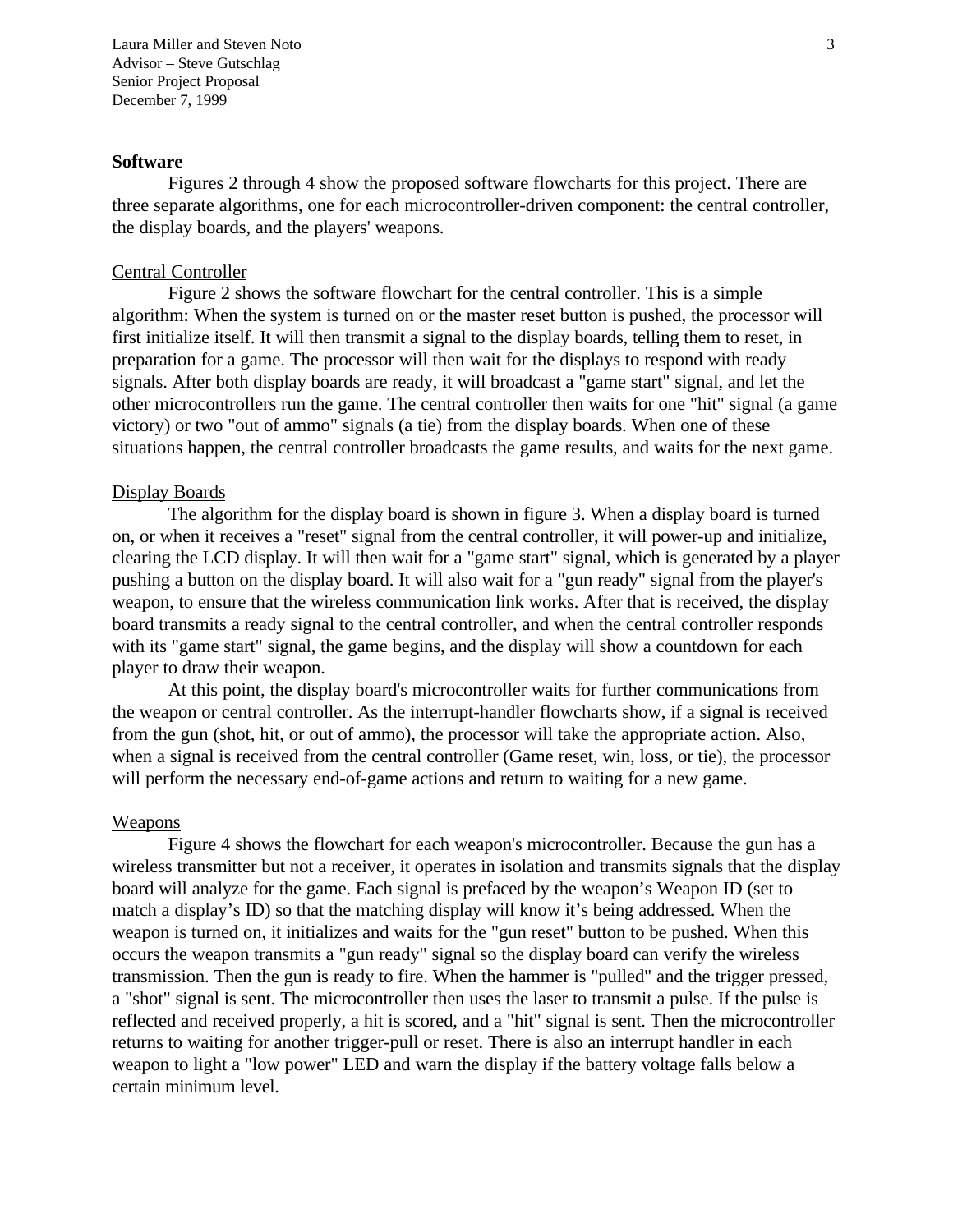**Software**

Figures 2 through 4 show the proposed software flowcharts for this project. There are three separate algorithms, one for each microcontroller-driven component: the central controller, the display boards, and the players' weapons.

Central Controller

Figure 2 shows the software flowchart for the central controller. This is a simple algorithm: When the system is turned on or the master reset button is pushed, the processor will first initialize itself. It will then transmit a signal to the display boards, telling them to reset, in preparation for a game. The processor will then wait for the displays to respond with ready signals. After both display boards are ready, it will broadcast a "game start" signal, and let the other microcontrollers run the game. The central controller then waits for one "hit" signal (a game victory) or two "out of ammo" signals (a tie) from the display boards. When one of these situations happen, the central controller broadcasts the game results, and waits for the next game.

Display Boards

The algorithm for the display board is shown in figure 3. When a display board is turned on, or when it receives a "reset" signal from the central controller, it will power-up and initialize, clearing the LCD display. It will then wait for a "game start" signal, which is generated by a player pushing a button on the display board. It will also wait for a "gun ready" signal from the player's weapon, to ensure that the wireless communication link works. After that is received, the display board transmits a ready signal to the central controller, and when the central controller responds with its "game start" signal, the game begins, and the display will show a countdown for each player to draw their weapon.

At this point, the display board's microcontroller waits for further communications from the weapon or central controller. As the interrupt-handler flowcharts show, if a signal is received from the gun (shot, hit, or out of ammo), the processor will take the appropriate action. Also, when a signal is received from the central controller (Game reset, win, loss, or tie), the processor will perform the necessary end-of-game actions and return to waiting for a new game.

Weapons

Figure 4 shows the flowchart for each weapon's microcontroller. Because the gun has a wireless transmitter but not a receiver, it operates in isolation and transmits signals that the display board will analyze for the game. Each signal is prefaced by the weapon's Weapon ID (set to match a display's ID) so that the matching display will know it's being addressed. When the weapon is turned on, it initializes and waits for the "gun reset" button to be pushed. When this occurs the weapon transmits a "gun ready" signal so the display board can verify the wireless transmission. Then the gun is ready to fire. When the hammer is "pulled" and the trigger pressed, a "shot" signal is sent. The microcontroller then uses the laser to transmit a pulse. If the pulse is reflected and received properly, a hit is scored, and a "hit" signal is sent. Then the microcontroller returns to waiting for another trigger-pull or reset. There is also an interrupt handler in each weapon to light a "low power" LED and warn the display if the battery voltage falls below a certain minimum level.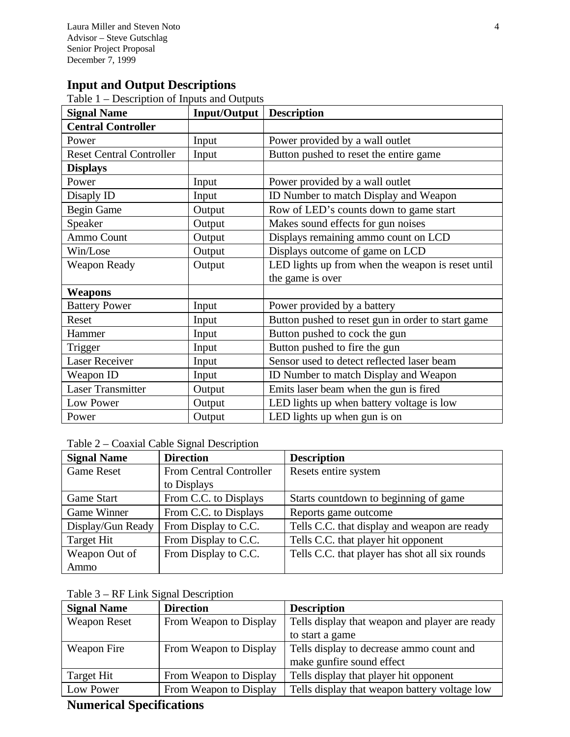## Input and Output Descriptions

Table 1 – Description of Inputs and Outputs

| Signal Name | Input/Output | Description |
|---|---|---|
| **Central Controller** | | |
| Power | Input | Power provided by a wall outlet |
| Reset Central Controller | Input | Button pushed to reset the entire game |
| **Displays** | | |
| Power | Input | Power provided by a wall outlet |
| Disaply ID | Input | ID Number to match Display and Weapon |
| Begin Game | Output | Row of LED's counts down to game start |
| Speaker | Output | Makes sound effects for gun noises |
| Ammo Count | Output | Displays remaining ammo count on LCD |
| Win/Lose | Output | Displays outcome of game on LCD |
| Weapon Ready | Output | LED lights up from when the weapon is reset until the game is over |
| **Weapons** | | |
| Battery Power | Input | Power provided by a battery |
| Reset | Input | Button pushed to reset gun in order to start game |
| Hammer | Input | Button pushed to cock the gun |
| Trigger | Input | Button pushed to fire the gun |
| Laser Receiver | Input | Sensor used to detect reflected laser beam |
| Weapon ID | Input | ID Number to match Display and Weapon |
| Laser Transmitter | Output | Emits laser beam when the gun is fired |
| Low Power | Output | LED lights up when battery voltage is low |
| Power | Output | LED lights up when gun is on |

Table 2 – Coaxial Cable Signal Description

| Signal Name | Direction | Description |
|---|---|---|
| Game Reset | From Central Controller to Displays | Resets entire system |
| Game Start | From C.C. to Displays | Starts countdown to beginning of game |
| Game Winner | From C.C. to Displays | Reports game outcome |
| Display/Gun Ready | From Display to C.C. | Tells C.C. that display and weapon are ready |
| Target Hit | From Display to C.C. | Tells C.C. that player hit opponent |
| Weapon Out of Ammo | From Display to C.C. | Tells C.C. that player has shot all six rounds |

Table 3 – RF Link Signal Description

| Signal Name | Direction | Description |
|---|---|---|
| Weapon Reset | From Weapon to Display | Tells display that weapon and player are ready to start a game |
| Weapon Fire | From Weapon to Display | Tells display to decrease ammo count and make gunfire sound effect |
| Target Hit | From Weapon to Display | Tells display that player hit opponent |
| Low Power | From Weapon to Display | Tells display that weapon battery voltage low |

## Numerical Specifications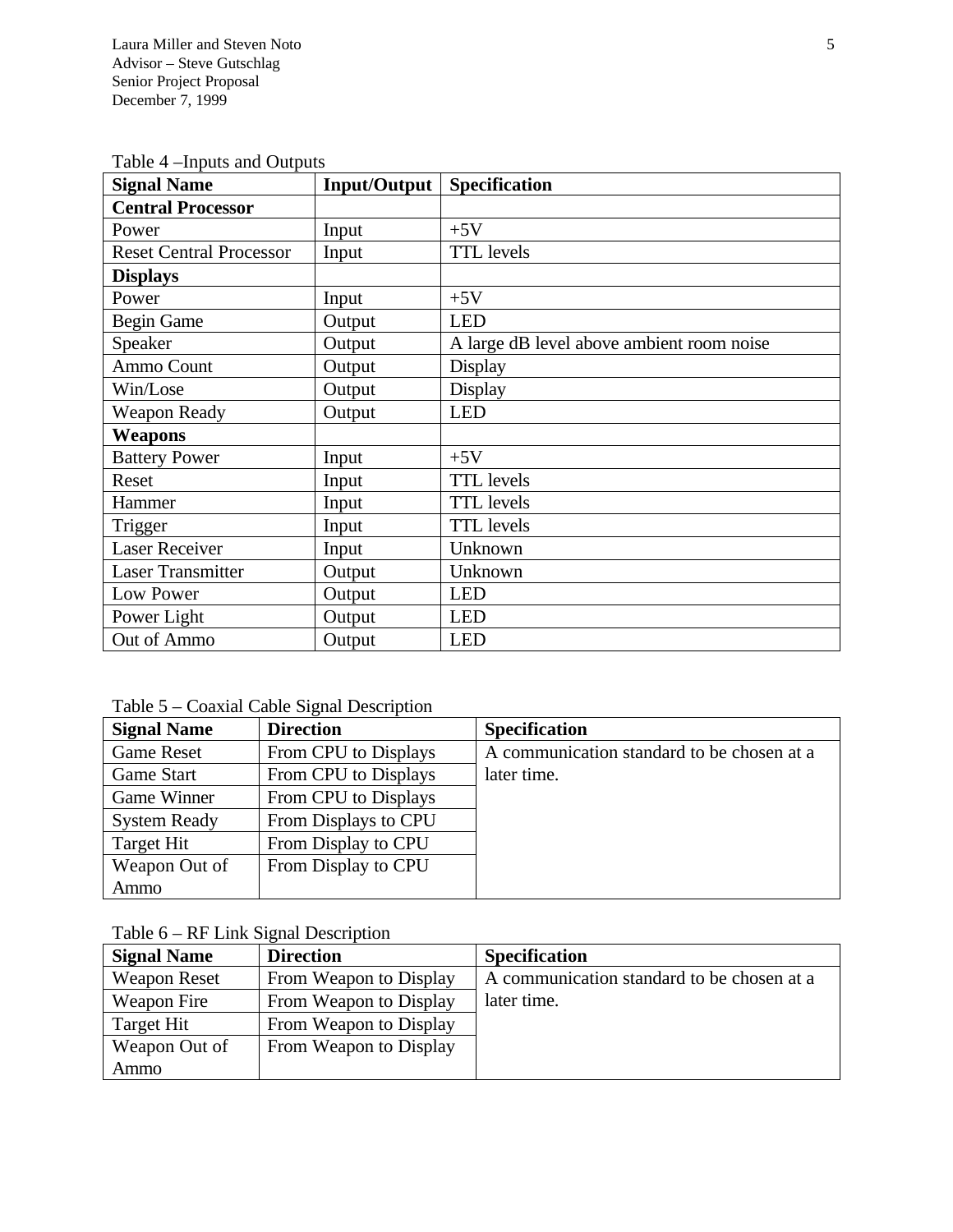Table 4 –Inputs and Outputs

| Signal Name | Input/Output | Specification |
|---|---|---|
| **Central Processor** | | |
| Power | Input | +5V |
| Reset Central Processor | Input | TTL levels |
| **Displays** | | |
| Power | Input | +5V |
| Begin Game | Output | LED |
| Speaker | Output | A large dB level above ambient room noise |
| Ammo Count | Output | Display |
| Win/Lose | Output | Display |
| Weapon Ready | Output | LED |
| **Weapons** | | |
| Battery Power | Input | +5V |
| Reset | Input | TTL levels |
| Hammer | Input | TTL levels |
| Trigger | Input | TTL levels |
| Laser Receiver | Input | Unknown |
| Laser Transmitter | Output | Unknown |
| Low Power | Output | LED |
| Power Light | Output | LED |
| Out of Ammo | Output | LED |

Table 5 – Coaxial Cable Signal Description

| Signal Name | Direction | Specification |
|---|---|---|
| Game Reset | From CPU to Displays | A communication standard to be chosen at a later time. |
| Game Start | From CPU to Displays | |
| Game Winner | From CPU to Displays | |
| System Ready | From Displays to CPU | |
| Target Hit | From Display to CPU | |
| Weapon Out of Ammo | From Display to CPU | |

Table 6 – RF Link Signal Description

| Signal Name | Direction | Specification |
|---|---|---|
| Weapon Reset | From Weapon to Display | A communication standard to be chosen at a later time. |
| Weapon Fire | From Weapon to Display | |
| Target Hit | From Weapon to Display | |
| Weapon Out of Ammo | From Weapon to Display | |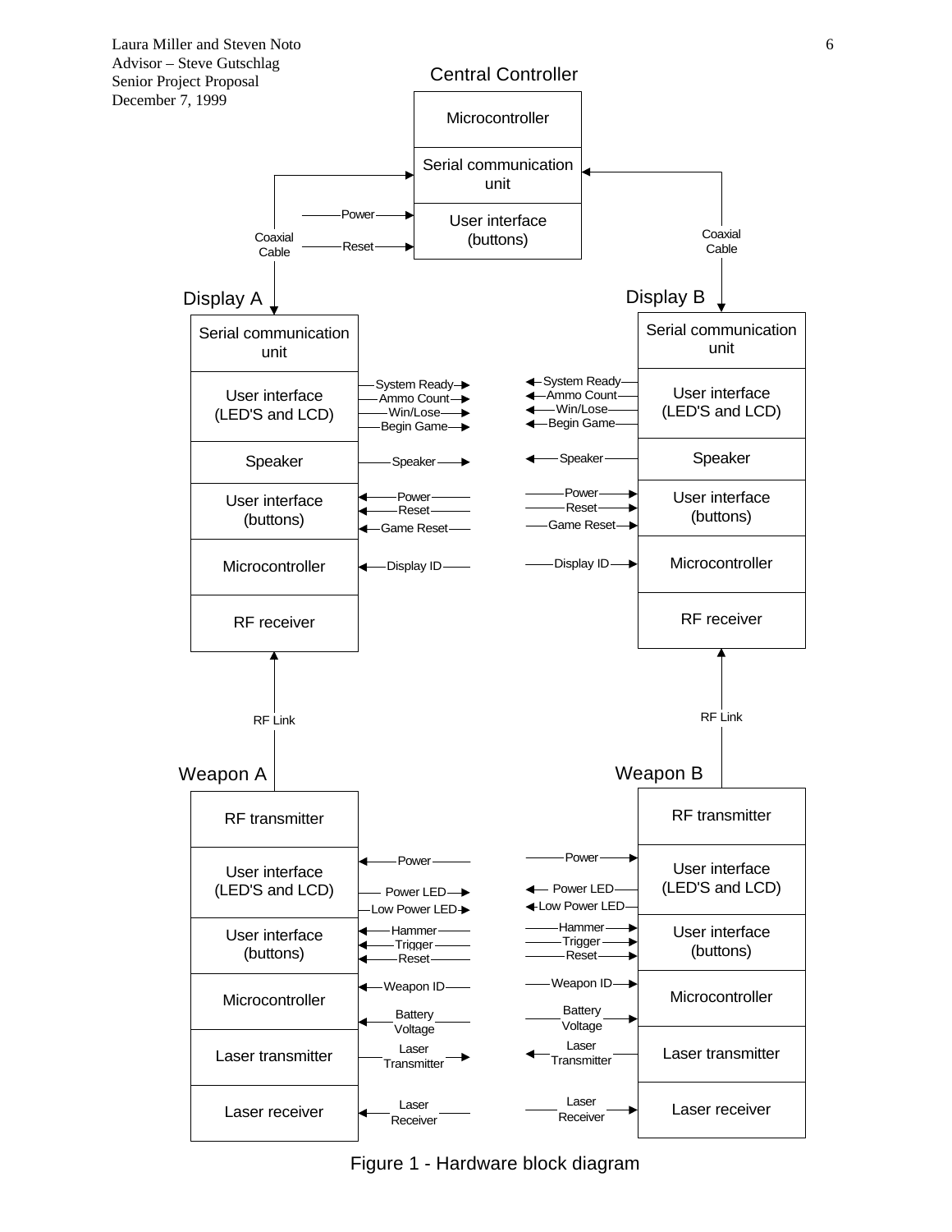**Central Controller**

- Microcontroller
- Serial communication unit
- User interface (buttons)
  - Power
  - Reset

Coaxial Cable (Central Controller ↔ Display A)

Coaxial Cable (Central Controller ↔ Display B)

**Display A**

- Serial communication unit
- User interface (LED'S and LCD)
  - System Ready
  - Ammo Count
  - Win/Lose
  - Begin Game
- Speaker
  - Speaker
- User interface (buttons)
  - Power
  - Reset
  - Game Reset
- Microcontroller
  - Display ID
- RF receiver

**Display B**

- Serial communication unit
- User interface (LED'S and LCD)
  - System Ready
  - Ammo Count
  - Win/Lose
  - Begin Game
- Speaker
  - Speaker
- User interface (buttons)
  - Power
  - Reset
  - Game Reset
- Microcontroller
  - Display ID
- RF receiver

RF Link (Weapon A → Display A)

RF Link (Weapon B → Display B)

**Weapon A**

- RF transmitter
- User interface (LED'S and LCD)
  - Power
  - Power LED
  - Low Power LED
- User interface (buttons)
  - Hammer
  - Trigger
  - Reset
- Microcontroller
  - Weapon ID
  - Battery Voltage
- Laser transmitter
  - Laser Transmitter
- Laser receiver
  - Laser Receiver

**Weapon B**

- RF transmitter
- User interface (LED'S and LCD)
  - Power
  - Power LED
  - Low Power LED
- User interface (buttons)
  - Hammer
  - Trigger
  - Reset
- Microcontroller
  - Weapon ID
  - Battery Voltage
- Laser transmitter
  - Laser Transmitter
- Laser receiver
  - Laser Receiver

Figure 1 - Hardware block diagram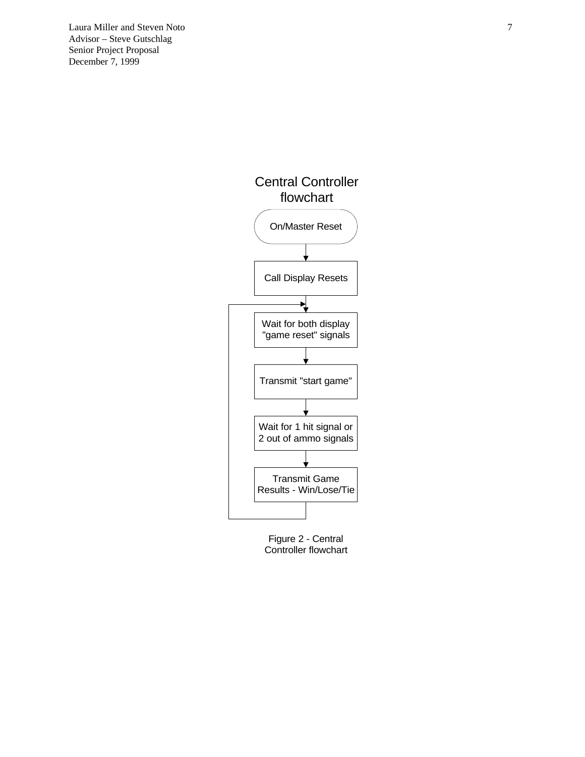Central Controller flowchart

On/Master Reset

Call Display Resets

Wait for both display "game reset" signals

Transmit "start game"

Wait for 1 hit signal or 2 out of ammo signals

Transmit Game Results - Win/Lose/Tie

Figure 2 - Central Controller flowchart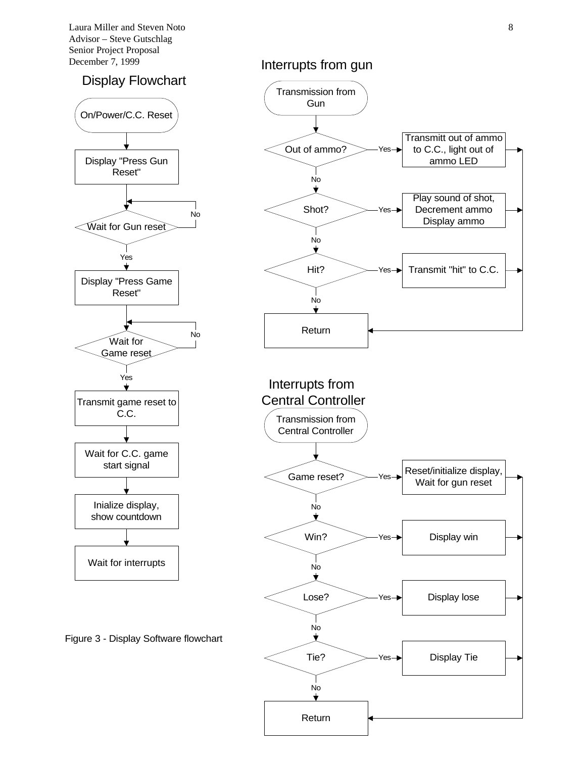# Display Flowchart

- On/Power/C.C. Reset
- Display "Press Gun Reset"
- Wait for Gun reset (No → loop back; Yes → continue)
- Display "Press Game Reset"
- Wait for Game reset (No → loop back; Yes → continue)
- Transmit game reset to C.C.
- Wait for C.C. game start signal
- Inialize display, show countdown
- Wait for interrupts

# Interrupts from gun

- Transmission from Gun
- Out of ammo? — Yes → Transmitt out of ammo to C.C., light out of ammo LED → Return
- No → Shot? — Yes → Play sound of shot, Decrement ammo Display ammo → Return
- No → Hit? — Yes → Transmit "hit" to C.C. → Return
- No → Return

# Interrupts from Central Controller

- Transmission from Central Controller
- Game reset? — Yes → Reset/initialize display, Wait for gun reset → Return
- No → Win? — Yes → Display win → Return
- No → Lose? — Yes → Display lose → Return
- No → Tie? — Yes → Display Tie → Return
- No → Return

Figure 3 - Display Software flowchart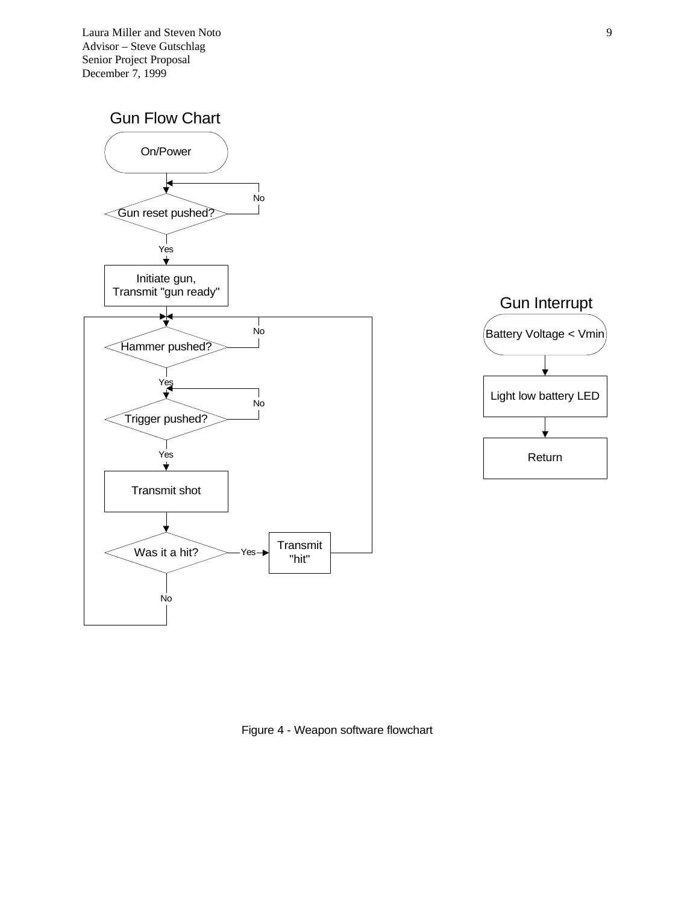## Gun Flow Chart

On/Power

Gun reset pushed? — No (loop back) / Yes

Initiate gun, Transmit "gun ready"

Hammer pushed? — No (loop back) / Yes

Trigger pushed? — No (loop back) / Yes

Transmit shot

Was it a hit? — Yes → Transmit "hit" (return to Hammer pushed?) / No (return to Hammer pushed?)

## Gun Interrupt

Battery Voltage < Vmin

Light low battery LED

Return

Figure 4 - Weapon software flowchart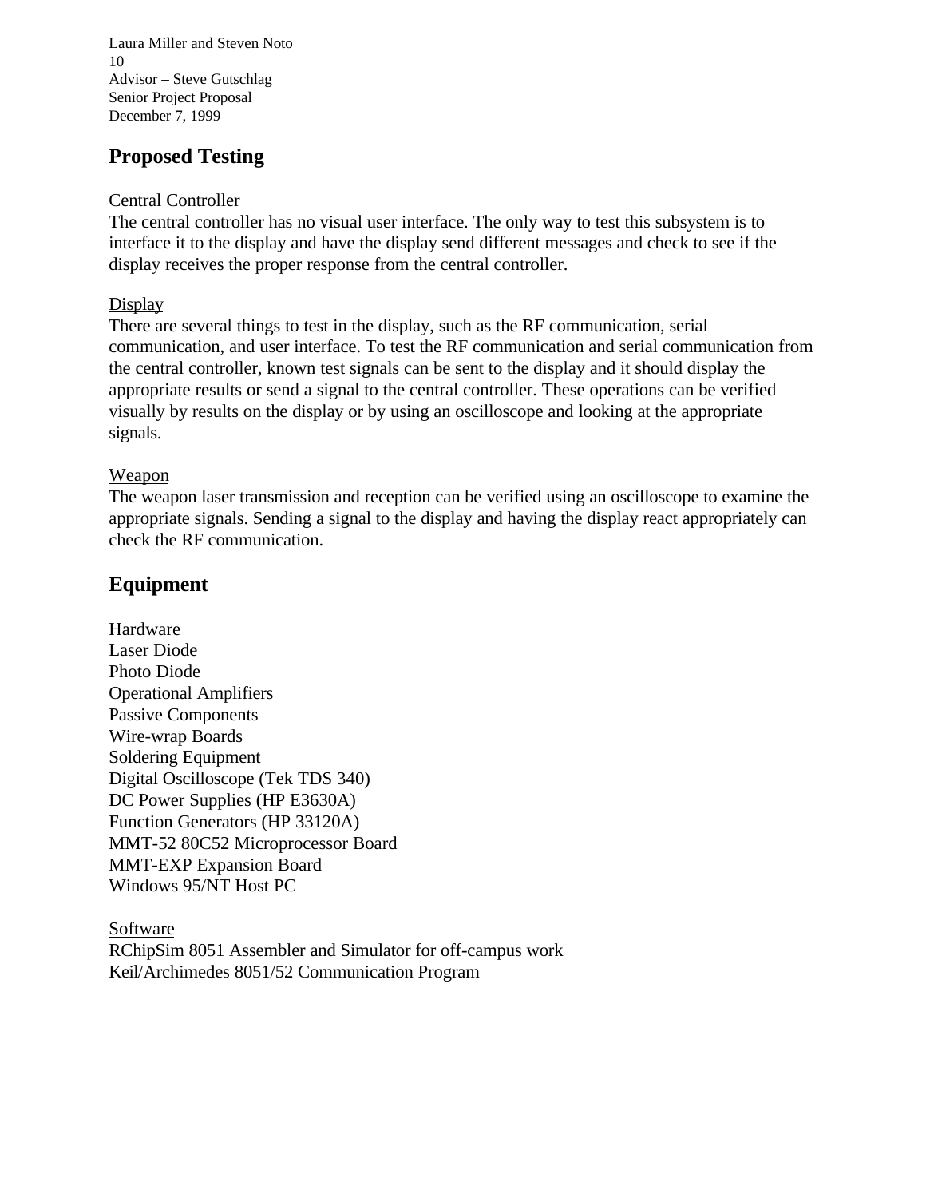## Proposed Testing

Central Controller
The central controller has no visual user interface. The only way to test this subsystem is to interface it to the display and have the display send different messages and check to see if the display receives the proper response from the central controller.

Display
There are several things to test in the display, such as the RF communication, serial communication, and user interface. To test the RF communication and serial communication from the central controller, known test signals can be sent to the display and it should display the appropriate results or send a signal to the central controller. These operations can be verified visually by results on the display or by using an oscilloscope and looking at the appropriate signals.

Weapon
The weapon laser transmission and reception can be verified using an oscilloscope to examine the appropriate signals. Sending a signal to the display and having the display react appropriately can check the RF communication.

## Equipment

Hardware
Laser Diode
Photo Diode
Operational Amplifiers
Passive Components
Wire-wrap Boards
Soldering Equipment
Digital Oscilloscope (Tek TDS 340)
DC Power Supplies (HP E3630A)
Function Generators (HP 33120A)
MMT-52 80C52 Microprocessor Board
MMT-EXP Expansion Board
Windows 95/NT Host PC

Software
RChipSim 8051 Assembler and Simulator for off-campus work
Keil/Archimedes 8051/52 Communication Program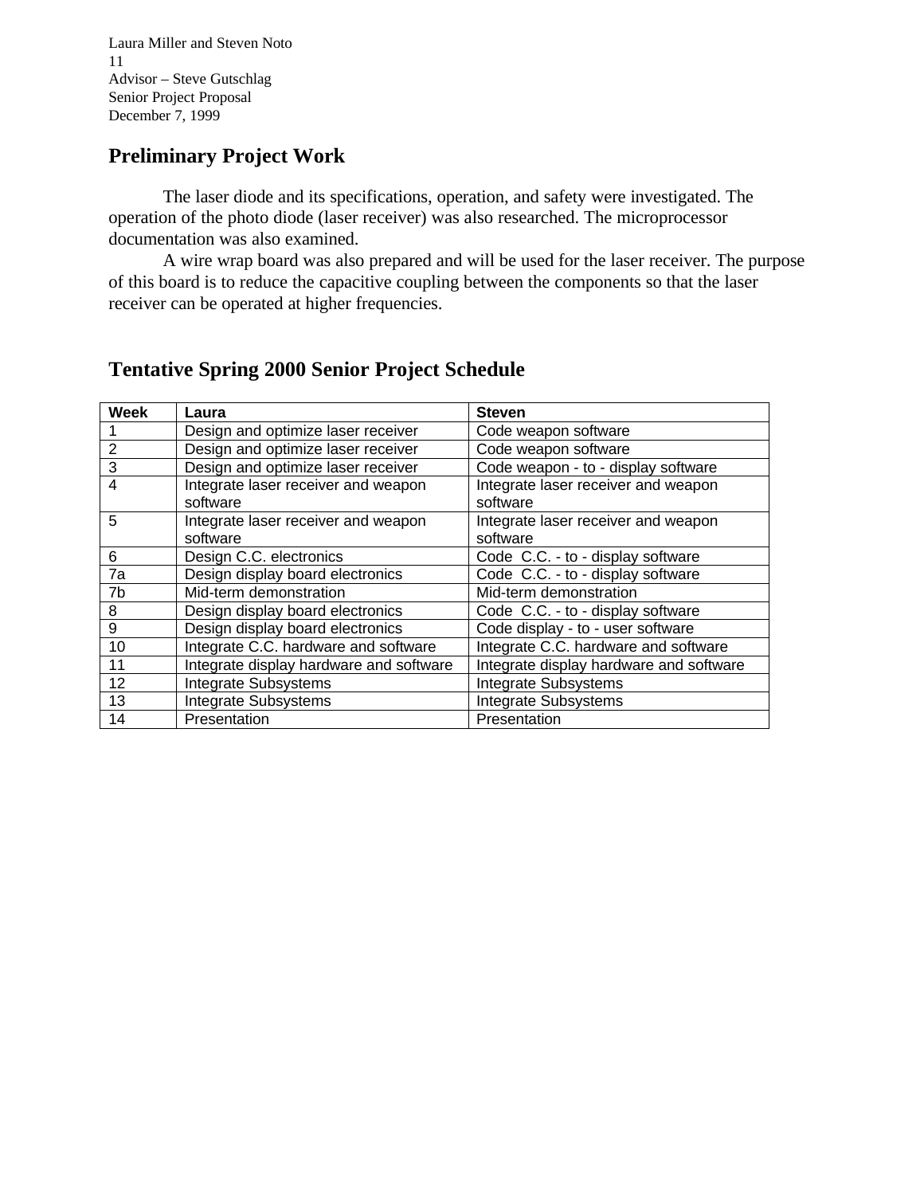## Preliminary Project Work

The laser diode and its specifications, operation, and safety were investigated. The operation of the photo diode (laser receiver) was also researched. The microprocessor documentation was also examined.

A wire wrap board was also prepared and will be used for the laser receiver. The purpose of this board is to reduce the capacitive coupling between the components so that the laser receiver can be operated at higher frequencies.

## Tentative Spring 2000 Senior Project Schedule

| Week | Laura | Steven |
|---|---|---|
| 1 | Design and optimize laser receiver | Code weapon software |
| 2 | Design and optimize laser receiver | Code weapon software |
| 3 | Design and optimize laser receiver | Code weapon - to - display software |
| 4 | Integrate laser receiver and weapon software | Integrate laser receiver and weapon software |
| 5 | Integrate laser receiver and weapon software | Integrate laser receiver and weapon software |
| 6 | Design C.C. electronics | Code C.C. - to - display software |
| 7a | Design display board electronics | Code C.C. - to - display software |
| 7b | Mid-term demonstration | Mid-term demonstration |
| 8 | Design display board electronics | Code C.C. - to - display software |
| 9 | Design display board electronics | Code display - to - user software |
| 10 | Integrate C.C. hardware and software | Integrate C.C. hardware and software |
| 11 | Integrate display hardware and software | Integrate display hardware and software |
| 12 | Integrate Subsystems | Integrate Subsystems |
| 13 | Integrate Subsystems | Integrate Subsystems |
| 14 | Presentation | Presentation |